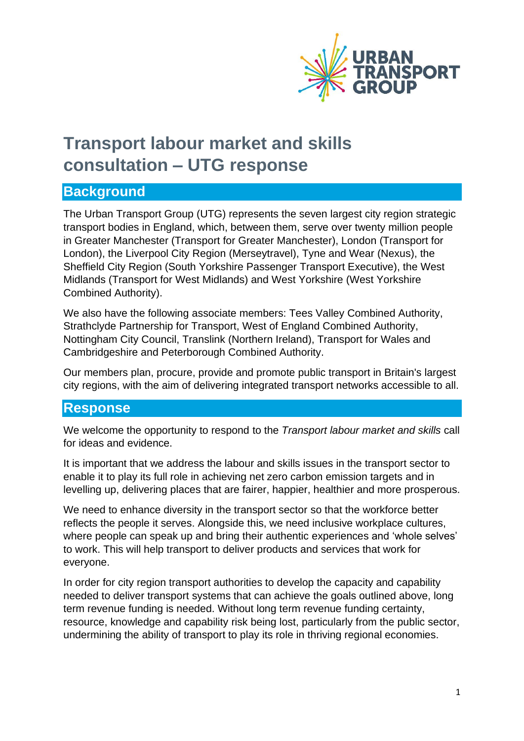# Transport labour market and skills consultation – UTG response

## Background

The Urban Transport Group (UTG) represents the seven largest city region strategic transport bodies in England, which, between them, serve over twenty million people in Greater Manchester (Transport for Greater Manchester), London (Transport for London), the Liverpool City Region (Merseytravel), Tyne and Wear (Nexus), the Sheffield City Region (South Yorkshire Passenger Transport Executive), the West Midlands (Transport for West Midlands) and West Yorkshire (West Yorkshire Combined Authority).

We also have the following associate members: Tees Valley Combined Authority, Strathclyde Partnership for Transport, West of England Combined Authority, Nottingham City Council, Translink (Northern Ireland), Transport for Wales and Cambridgeshire and Peterborough Combined Authority.

Our members plan, procure, provide and promote public transport in Britain's largest city regions, with the aim of delivering integrated transport networks accessible to all.

## Response

We welcome the opportunity to respond to the *Transport labour market and skills* call for ideas and evidence.

It is important that we address the labour and skills issues in the transport sector to enable it to play its full role in achieving net zero carbon emission targets and in levelling up, delivering places that are fairer, happier, healthier and more prosperous.

We need to enhance diversity in the transport sector so that the workforce better reflects the people it serves. Alongside this, we need inclusive workplace cultures, where people can speak up and bring their authentic experiences and 'whole selves' to work. This will help transport to deliver products and services that work for everyone.

In order for city region transport authorities to develop the capacity and capability needed to deliver transport systems that can achieve the goals outlined above, long term revenue funding is needed. Without long term revenue funding certainty, resource, knowledge and capability risk being lost, particularly from the public sector, undermining the ability of transport to play its role in thriving regional economies.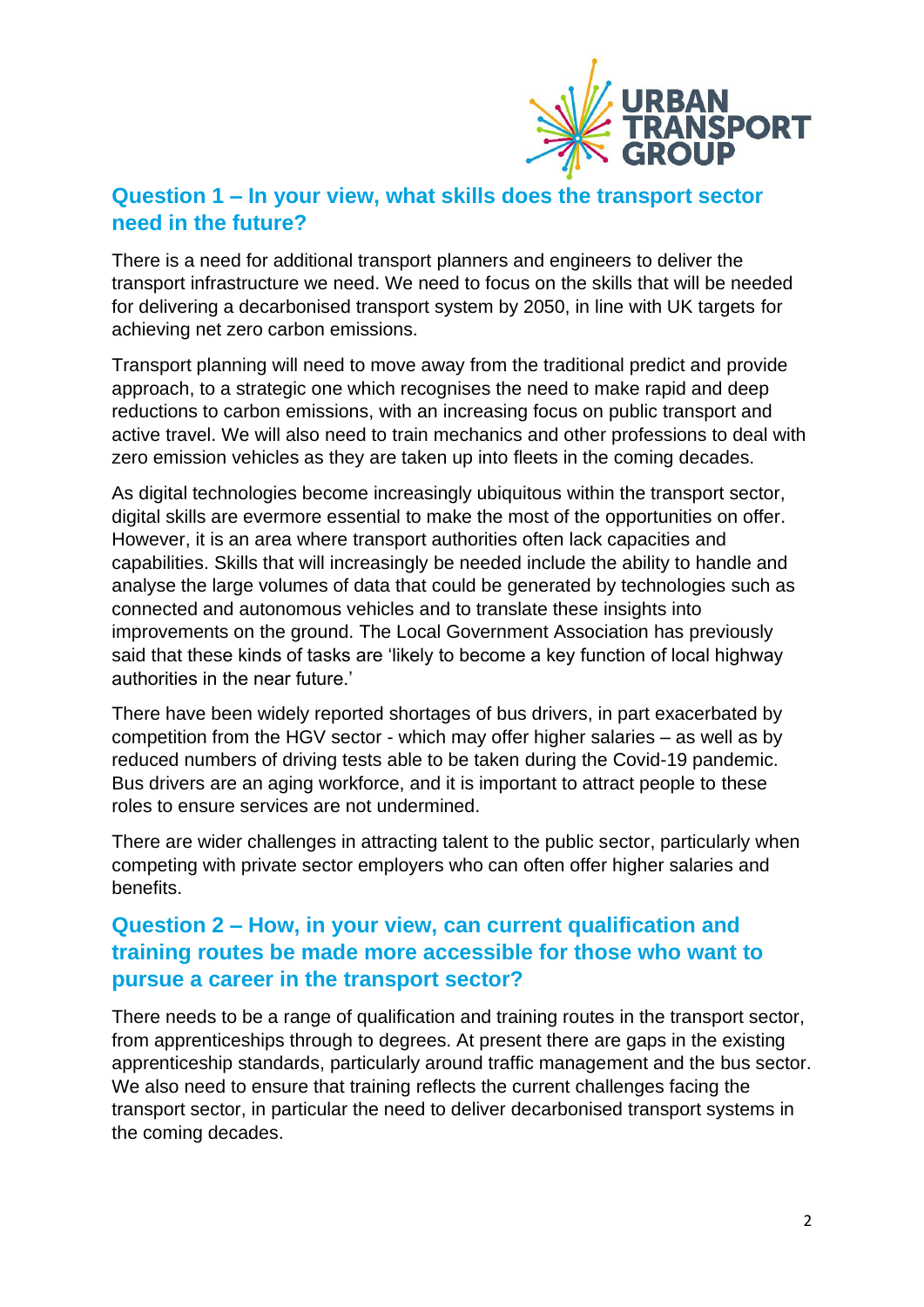## Question 1 – In your view, what skills does the transport sector need in the future?

There is a need for additional transport planners and engineers to deliver the transport infrastructure we need. We need to focus on the skills that will be needed for delivering a decarbonised transport system by 2050, in line with UK targets for achieving net zero carbon emissions.

Transport planning will need to move away from the traditional predict and provide approach, to a strategic one which recognises the need to make rapid and deep reductions to carbon emissions, with an increasing focus on public transport and active travel. We will also need to train mechanics and other professions to deal with zero emission vehicles as they are taken up into fleets in the coming decades.

As digital technologies become increasingly ubiquitous within the transport sector, digital skills are evermore essential to make the most of the opportunities on offer. However, it is an area where transport authorities often lack capacities and capabilities. Skills that will increasingly be needed include the ability to handle and analyse the large volumes of data that could be generated by technologies such as connected and autonomous vehicles and to translate these insights into improvements on the ground. The Local Government Association has previously said that these kinds of tasks are 'likely to become a key function of local highway authorities in the near future.'

There have been widely reported shortages of bus drivers, in part exacerbated by competition from the HGV sector - which may offer higher salaries – as well as by reduced numbers of driving tests able to be taken during the Covid-19 pandemic. Bus drivers are an aging workforce, and it is important to attract people to these roles to ensure services are not undermined.

There are wider challenges in attracting talent to the public sector, particularly when competing with private sector employers who can often offer higher salaries and benefits.

## Question 2 – How, in your view, can current qualification and training routes be made more accessible for those who want to pursue a career in the transport sector?

There needs to be a range of qualification and training routes in the transport sector, from apprenticeships through to degrees. At present there are gaps in the existing apprenticeship standards, particularly around traffic management and the bus sector. We also need to ensure that training reflects the current challenges facing the transport sector, in particular the need to deliver decarbonised transport systems in the coming decades.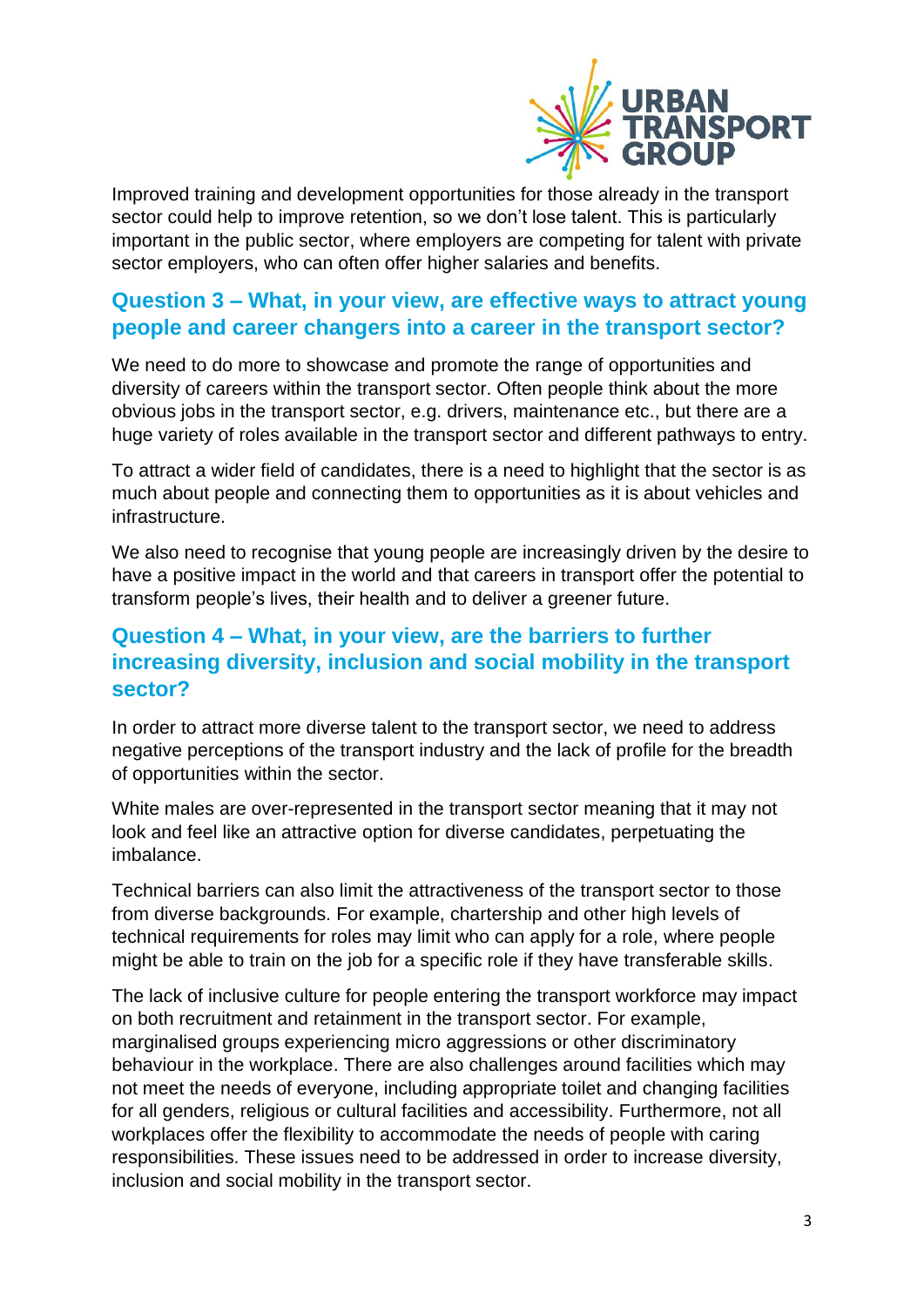Improved training and development opportunities for those already in the transport sector could help to improve retention, so we don't lose talent. This is particularly important in the public sector, where employers are competing for talent with private sector employers, who can often offer higher salaries and benefits.

## Question 3 – What, in your view, are effective ways to attract young people and career changers into a career in the transport sector?

We need to do more to showcase and promote the range of opportunities and diversity of careers within the transport sector. Often people think about the more obvious jobs in the transport sector, e.g. drivers, maintenance etc., but there are a huge variety of roles available in the transport sector and different pathways to entry.

To attract a wider field of candidates, there is a need to highlight that the sector is as much about people and connecting them to opportunities as it is about vehicles and infrastructure.

We also need to recognise that young people are increasingly driven by the desire to have a positive impact in the world and that careers in transport offer the potential to transform people's lives, their health and to deliver a greener future.

## Question 4 – What, in your view, are the barriers to further increasing diversity, inclusion and social mobility in the transport sector?

In order to attract more diverse talent to the transport sector, we need to address negative perceptions of the transport industry and the lack of profile for the breadth of opportunities within the sector.

White males are over-represented in the transport sector meaning that it may not look and feel like an attractive option for diverse candidates, perpetuating the imbalance.

Technical barriers can also limit the attractiveness of the transport sector to those from diverse backgrounds. For example, chartership and other high levels of technical requirements for roles may limit who can apply for a role, where people might be able to train on the job for a specific role if they have transferable skills.

The lack of inclusive culture for people entering the transport workforce may impact on both recruitment and retainment in the transport sector. For example, marginalised groups experiencing micro aggressions or other discriminatory behaviour in the workplace. There are also challenges around facilities which may not meet the needs of everyone, including appropriate toilet and changing facilities for all genders, religious or cultural facilities and accessibility. Furthermore, not all workplaces offer the flexibility to accommodate the needs of people with caring responsibilities. These issues need to be addressed in order to increase diversity, inclusion and social mobility in the transport sector.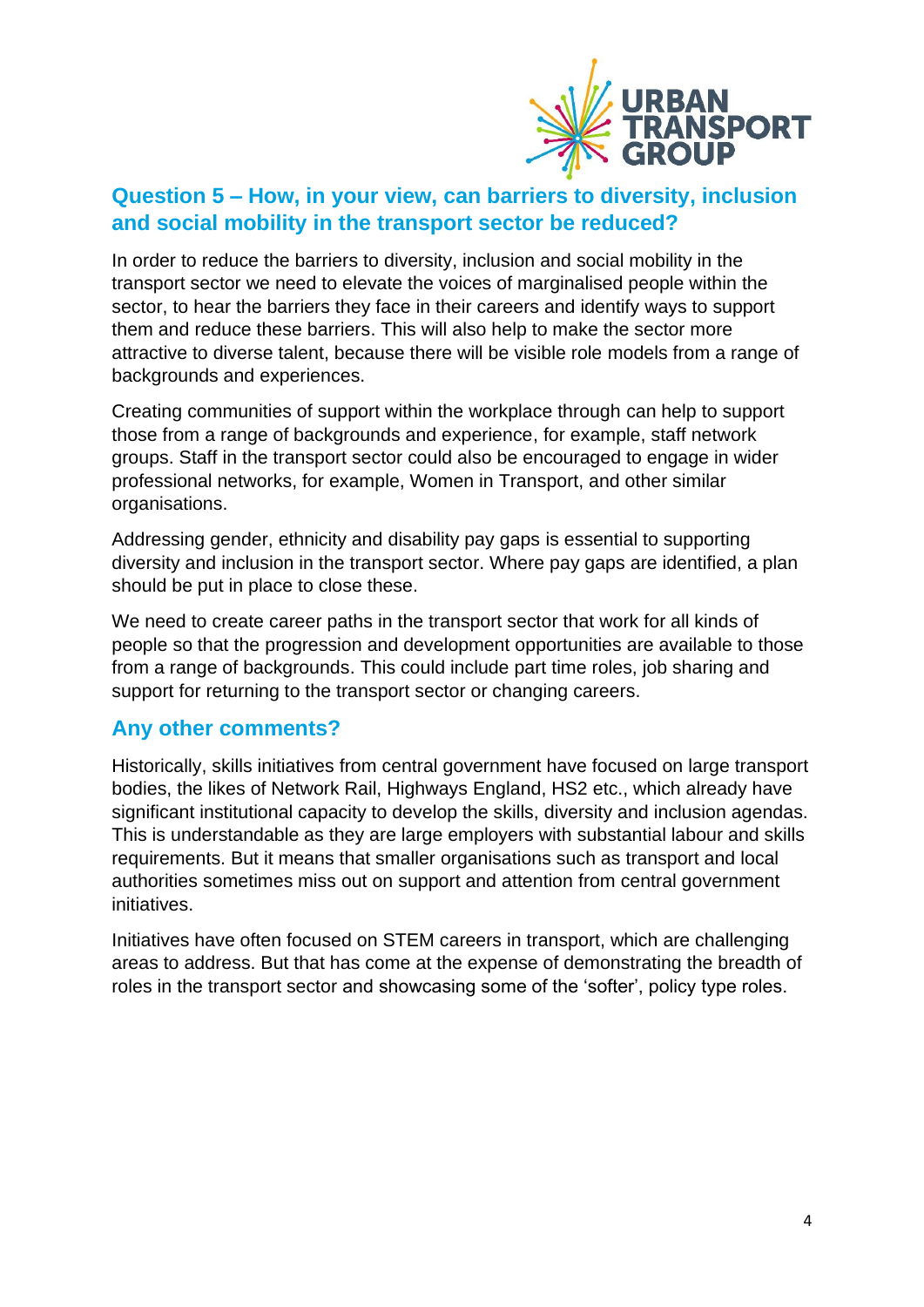## Question 5 – How, in your view, can barriers to diversity, inclusion and social mobility in the transport sector be reduced?

In order to reduce the barriers to diversity, inclusion and social mobility in the transport sector we need to elevate the voices of marginalised people within the sector, to hear the barriers they face in their careers and identify ways to support them and reduce these barriers. This will also help to make the sector more attractive to diverse talent, because there will be visible role models from a range of backgrounds and experiences.

Creating communities of support within the workplace through can help to support those from a range of backgrounds and experience, for example, staff network groups. Staff in the transport sector could also be encouraged to engage in wider professional networks, for example, Women in Transport, and other similar organisations.

Addressing gender, ethnicity and disability pay gaps is essential to supporting diversity and inclusion in the transport sector. Where pay gaps are identified, a plan should be put in place to close these.

We need to create career paths in the transport sector that work for all kinds of people so that the progression and development opportunities are available to those from a range of backgrounds. This could include part time roles, job sharing and support for returning to the transport sector or changing careers.

## Any other comments?

Historically, skills initiatives from central government have focused on large transport bodies, the likes of Network Rail, Highways England, HS2 etc., which already have significant institutional capacity to develop the skills, diversity and inclusion agendas. This is understandable as they are large employers with substantial labour and skills requirements. But it means that smaller organisations such as transport and local authorities sometimes miss out on support and attention from central government initiatives.

Initiatives have often focused on STEM careers in transport, which are challenging areas to address. But that has come at the expense of demonstrating the breadth of roles in the transport sector and showcasing some of the 'softer', policy type roles.